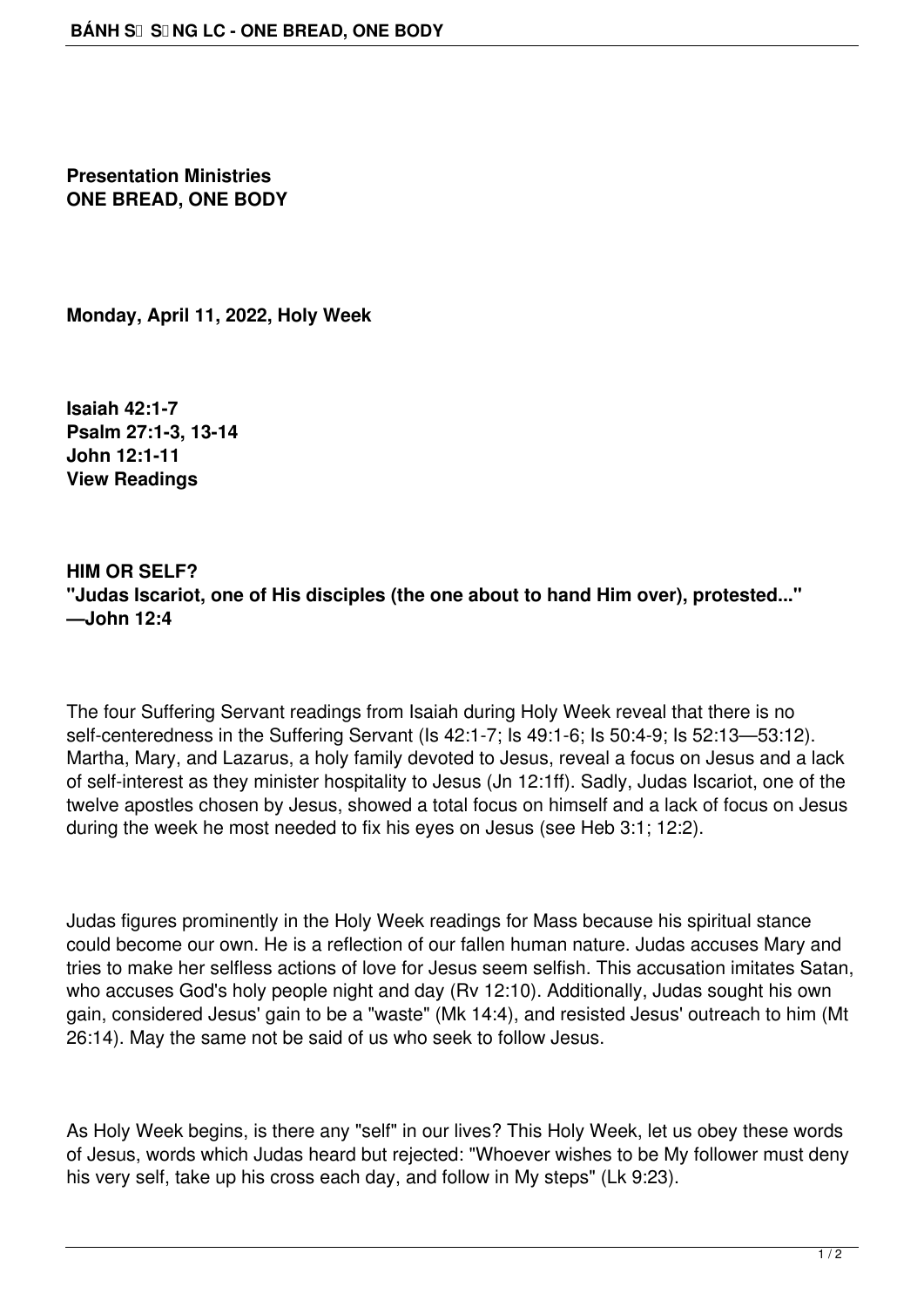**Presentation Ministries**
**ONE BREAD, ONE BODY**

**Monday, April 11, 2022, Holy Week**

**Isaiah 42:1-7**
**Psalm 27:1-3, 13-14**
**John 12:1-11**
**View Readings**

## HIM OR SELF?

**"Judas Iscariot, one of His disciples (the one about to hand Him over), protested..." —John 12:4**

The four Suffering Servant readings from Isaiah during Holy Week reveal that there is no self-centeredness in the Suffering Servant (Is 42:1-7; Is 49:1-6; Is 50:4-9; Is 52:13—53:12). Martha, Mary, and Lazarus, a holy family devoted to Jesus, reveal a focus on Jesus and a lack of self-interest as they minister hospitality to Jesus (Jn 12:1ff). Sadly, Judas Iscariot, one of the twelve apostles chosen by Jesus, showed a total focus on himself and a lack of focus on Jesus during the week he most needed to fix his eyes on Jesus (see Heb 3:1; 12:2).

Judas figures prominently in the Holy Week readings for Mass because his spiritual stance could become our own. He is a reflection of our fallen human nature. Judas accuses Mary and tries to make her selfless actions of love for Jesus seem selfish. This accusation imitates Satan, who accuses God's holy people night and day (Rv 12:10). Additionally, Judas sought his own gain, considered Jesus' gain to be a "waste" (Mk 14:4), and resisted Jesus' outreach to him (Mt 26:14). May the same not be said of us who seek to follow Jesus.

As Holy Week begins, is there any "self" in our lives? This Holy Week, let us obey these words of Jesus, words which Judas heard but rejected: "Whoever wishes to be My follower must deny his very self, take up his cross each day, and follow in My steps" (Lk 9:23).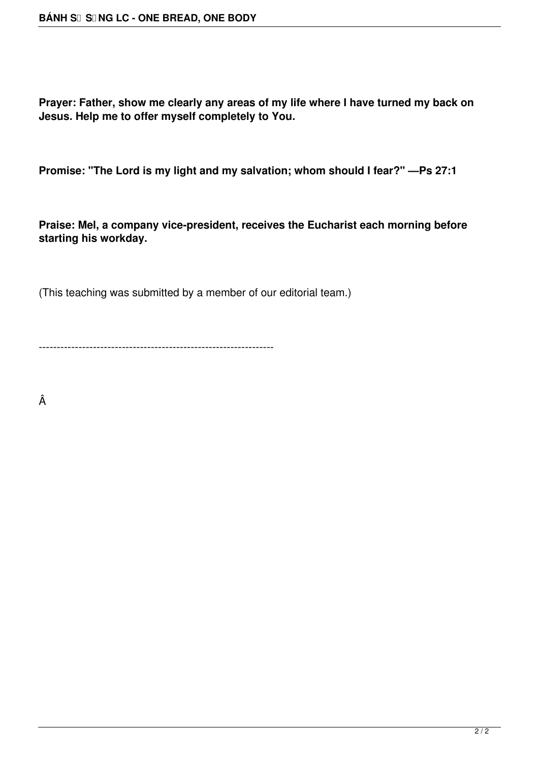**Prayer: Father, show me clearly any areas of my life where I have turned my back on Jesus. Help me to offer myself completely to You.**

**Promise: "The Lord is my light and my salvation; whom should I fear?" —Ps 27:1**

**Praise: Mel, a company vice-president, receives the Eucharist each morning before starting his workday.**

(This teaching was submitted by a member of our editorial team.)

----------------------------------------------------------------

Â